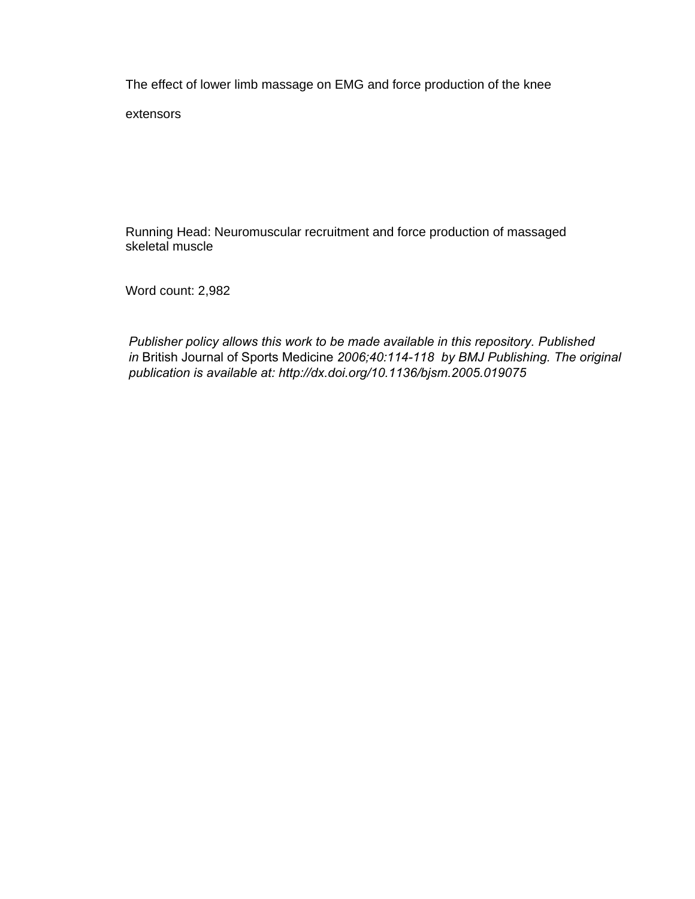# The effect of lower limb massage on EMG and force production of the knee extensors

Running Head: Neuromuscular recruitment and force production of massaged skeletal muscle

Word count: 2,982

*Publisher policy allows this work to be made available in this repository. Published in* British Journal of Sports Medicine *2006;40:114-118 by BMJ Publishing. The original publication is available at: http://dx.doi.org/10.1136/bjsm.2005.019075*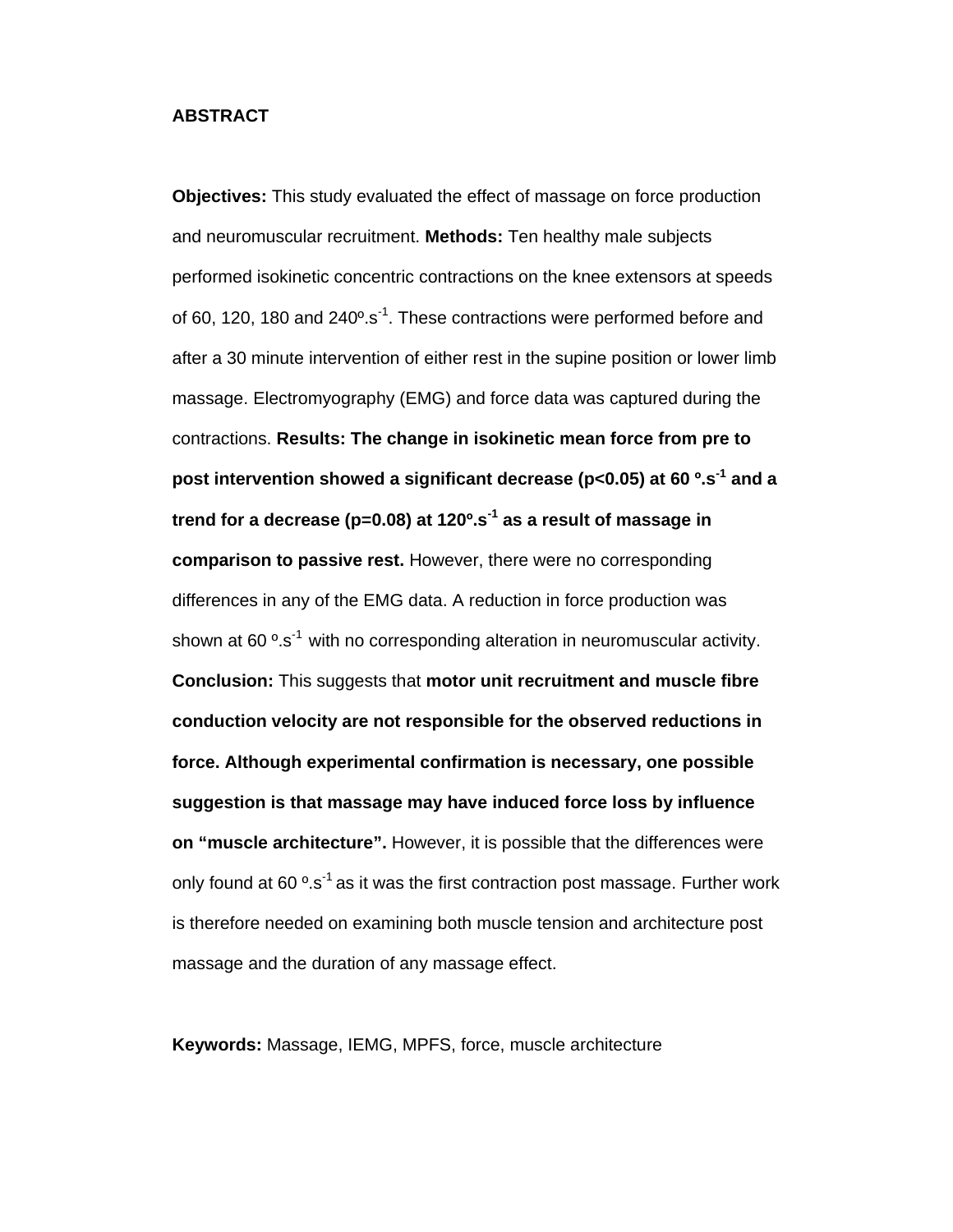**ABSTRACT**

**Objectives:** This study evaluated the effect of massage on force production and neuromuscular recruitment. **Methods:** Ten healthy male subjects performed isokinetic concentric contractions on the knee extensors at speeds of 60, 120, 180 and 240º.s$^{-1}$. These contractions were performed before and after a 30 minute intervention of either rest in the supine position or lower limb massage. Electromyography (EMG) and force data was captured during the contractions. **Results: The change in isokinetic mean force from pre to post intervention showed a significant decrease ($p<0.05$) at 60 º.s$^{-1}$ and a trend for a decrease ($p=0.08$) at 120º.s$^{-1}$ as a result of massage in comparison to passive rest.** However, there were no corresponding differences in any of the EMG data. A reduction in force production was shown at 60 º.s$^{-1}$ with no corresponding alteration in neuromuscular activity. **Conclusion:** This suggests that **motor unit recruitment and muscle fibre conduction velocity are not responsible for the observed reductions in force. Although experimental confirmation is necessary, one possible suggestion is that massage may have induced force loss by influence on "muscle architecture".** However, it is possible that the differences were only found at 60 º.s$^{-1}$ as it was the first contraction post massage. Further work is therefore needed on examining both muscle tension and architecture post massage and the duration of any massage effect.

**Keywords:** Massage, IEMG, MPFS, force, muscle architecture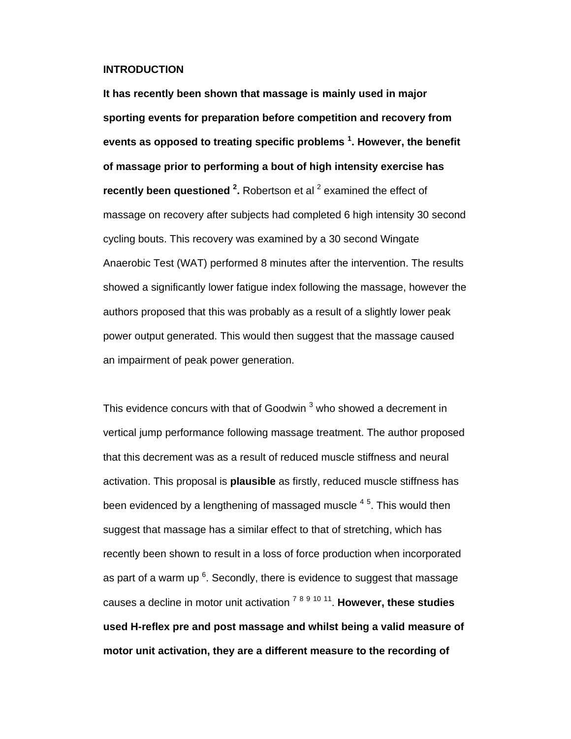**INTRODUCTION**

**It has recently been shown that massage is mainly used in major sporting events for preparation before competition and recovery from events as opposed to treating specific problems [1]. However, the benefit of massage prior to performing a bout of high intensity exercise has recently been questioned [2].** Robertson et al [2] examined the effect of massage on recovery after subjects had completed 6 high intensity 30 second cycling bouts. This recovery was examined by a 30 second Wingate Anaerobic Test (WAT) performed 8 minutes after the intervention. The results showed a significantly lower fatigue index following the massage, however the authors proposed that this was probably as a result of a slightly lower peak power output generated. This would then suggest that the massage caused an impairment of peak power generation.

This evidence concurs with that of Goodwin [3] who showed a decrement in vertical jump performance following massage treatment. The author proposed that this decrement was as a result of reduced muscle stiffness and neural activation. This proposal is **plausible** as firstly, reduced muscle stiffness has been evidenced by a lengthening of massaged muscle [4 5]. This would then suggest that massage has a similar effect to that of stretching, which has recently been shown to result in a loss of force production when incorporated as part of a warm up [6]. Secondly, there is evidence to suggest that massage causes a decline in motor unit activation [7 8 9 10 11]. **However, these studies used H-reflex pre and post massage and whilst being a valid measure of motor unit activation, they are a different measure to the recording of**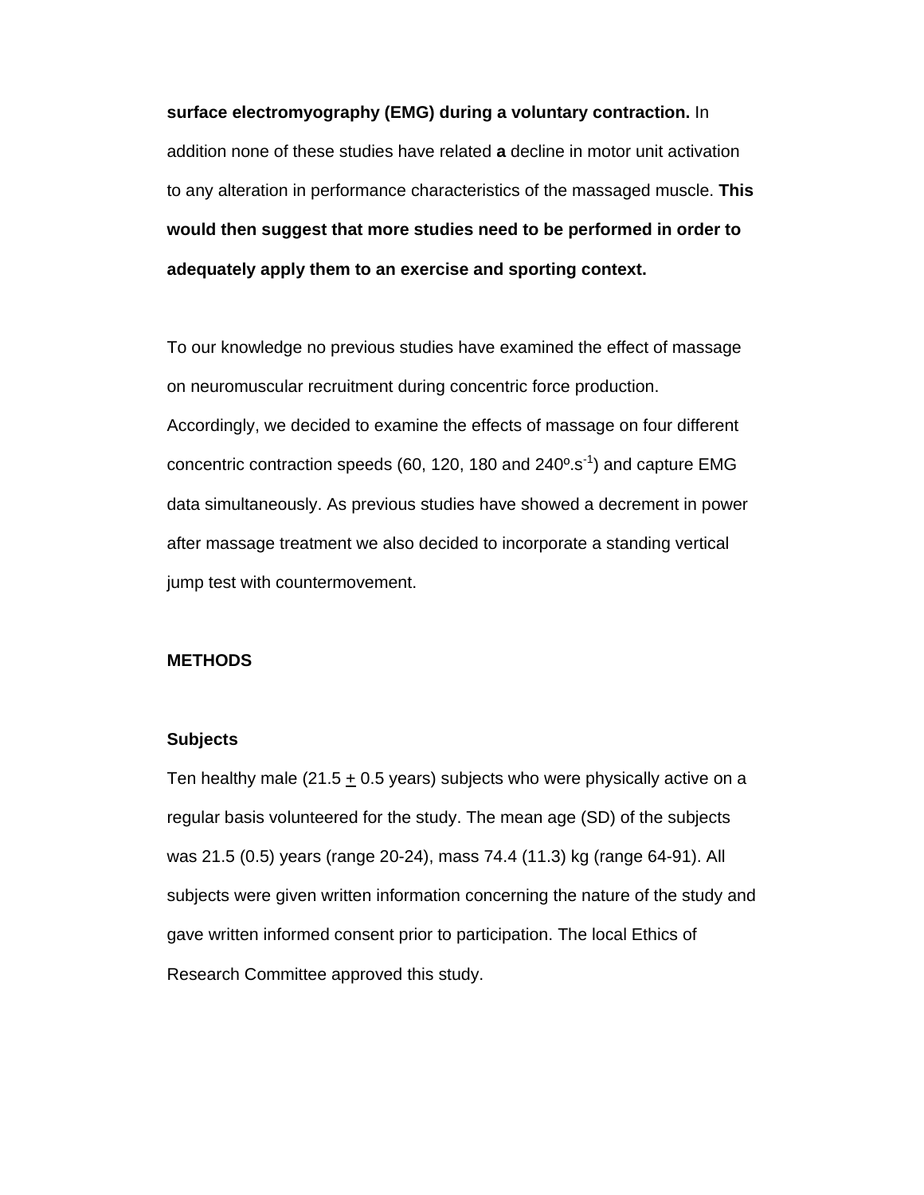**surface electromyography (EMG) during a voluntary contraction.** In addition none of these studies have related **a** decline in motor unit activation to any alteration in performance characteristics of the massaged muscle. **This would then suggest that more studies need to be performed in order to adequately apply them to an exercise and sporting context.**

To our knowledge no previous studies have examined the effect of massage on neuromuscular recruitment during concentric force production. Accordingly, we decided to examine the effects of massage on four different concentric contraction speeds (60, 120, 180 and 240º.$s^{-1}$) and capture EMG data simultaneously. As previous studies have showed a decrement in power after massage treatment we also decided to incorporate a standing vertical jump test with countermovement.

## METHODS

### Subjects

Ten healthy male (21.5 $\pm$ 0.5 years) subjects who were physically active on a regular basis volunteered for the study. The mean age (SD) of the subjects was 21.5 (0.5) years (range 20-24), mass 74.4 (11.3) kg (range 64-91). All subjects were given written information concerning the nature of the study and gave written informed consent prior to participation. The local Ethics of Research Committee approved this study.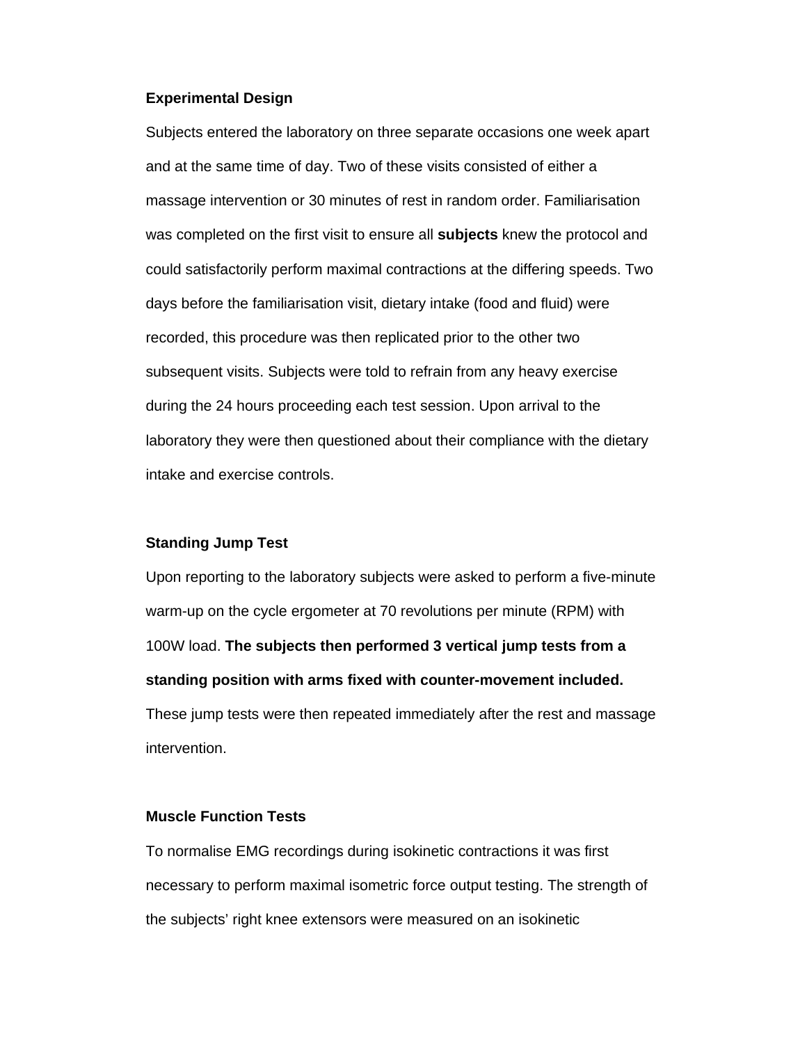**Experimental Design**

Subjects entered the laboratory on three separate occasions one week apart and at the same time of day. Two of these visits consisted of either a massage intervention or 30 minutes of rest in random order. Familiarisation was completed on the first visit to ensure all **subjects** knew the protocol and could satisfactorily perform maximal contractions at the differing speeds. Two days before the familiarisation visit, dietary intake (food and fluid) were recorded, this procedure was then replicated prior to the other two subsequent visits. Subjects were told to refrain from any heavy exercise during the 24 hours proceeding each test session. Upon arrival to the laboratory they were then questioned about their compliance with the dietary intake and exercise controls.

**Standing Jump Test**

Upon reporting to the laboratory subjects were asked to perform a five-minute warm-up on the cycle ergometer at 70 revolutions per minute (RPM) with 100W load. **The subjects then performed 3 vertical jump tests from a standing position with arms fixed with counter-movement included.** These jump tests were then repeated immediately after the rest and massage intervention.

**Muscle Function Tests**

To normalise EMG recordings during isokinetic contractions it was first necessary to perform maximal isometric force output testing. The strength of the subjects' right knee extensors were measured on an isokinetic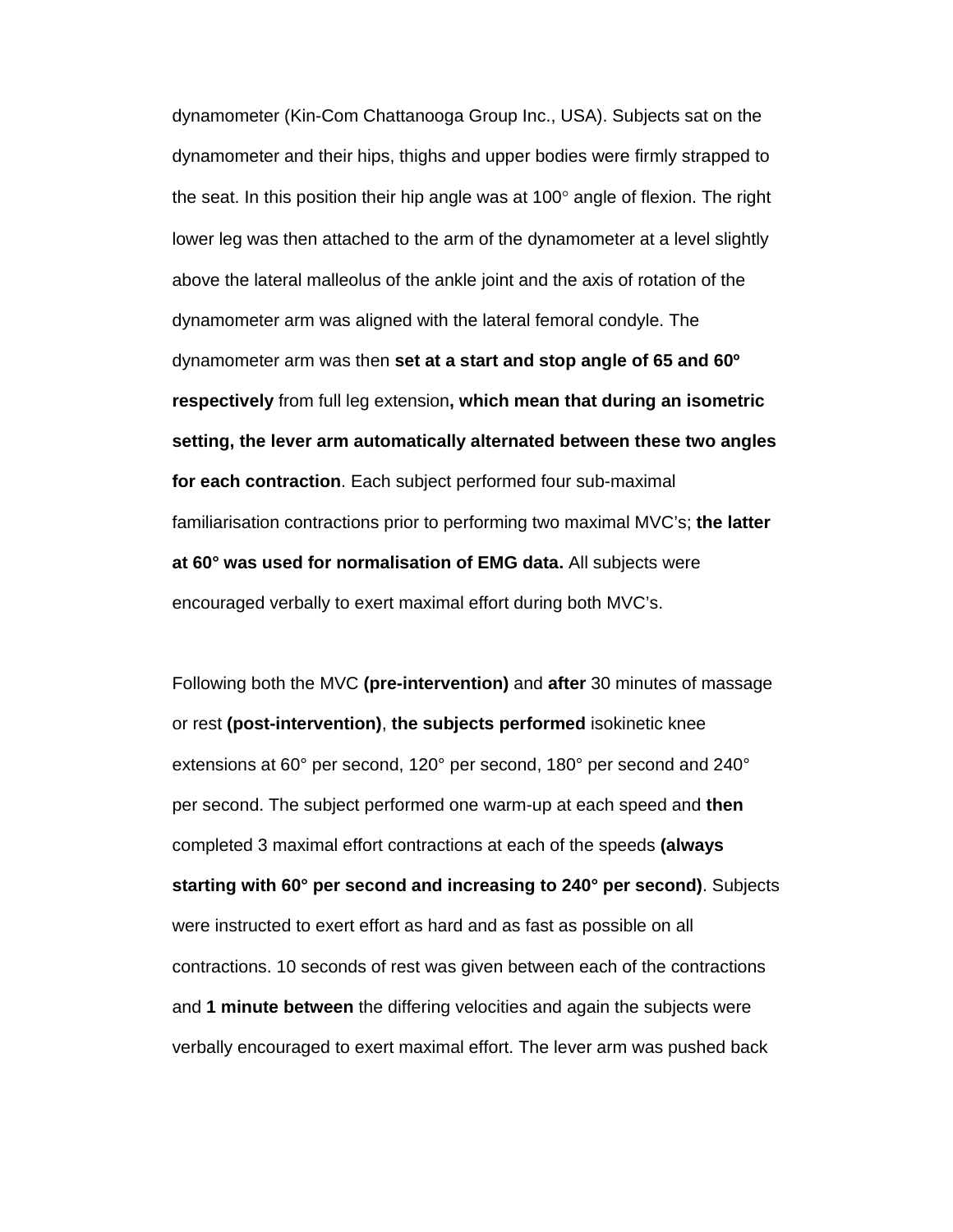dynamometer (Kin-Com Chattanooga Group Inc., USA). Subjects sat on the dynamometer and their hips, thighs and upper bodies were firmly strapped to the seat. In this position their hip angle was at 100° angle of flexion. The right lower leg was then attached to the arm of the dynamometer at a level slightly above the lateral malleolus of the ankle joint and the axis of rotation of the dynamometer arm was aligned with the lateral femoral condyle. The dynamometer arm was then **set at a start and stop angle of 65 and 60º respectively** from full leg extension**, which mean that during an isometric setting, the lever arm automatically alternated between these two angles for each contraction**. Each subject performed four sub-maximal familiarisation contractions prior to performing two maximal MVC's; **the latter at 60° was used for normalisation of EMG data.** All subjects were encouraged verbally to exert maximal effort during both MVC's.

Following both the MVC **(pre-intervention)** and **after** 30 minutes of massage or rest **(post-intervention)**, **the subjects performed** isokinetic knee extensions at 60° per second, 120° per second, 180° per second and 240° per second. The subject performed one warm-up at each speed and **then** completed 3 maximal effort contractions at each of the speeds **(always starting with 60° per second and increasing to 240° per second)**. Subjects were instructed to exert effort as hard and as fast as possible on all contractions. 10 seconds of rest was given between each of the contractions and **1 minute between** the differing velocities and again the subjects were verbally encouraged to exert maximal effort. The lever arm was pushed back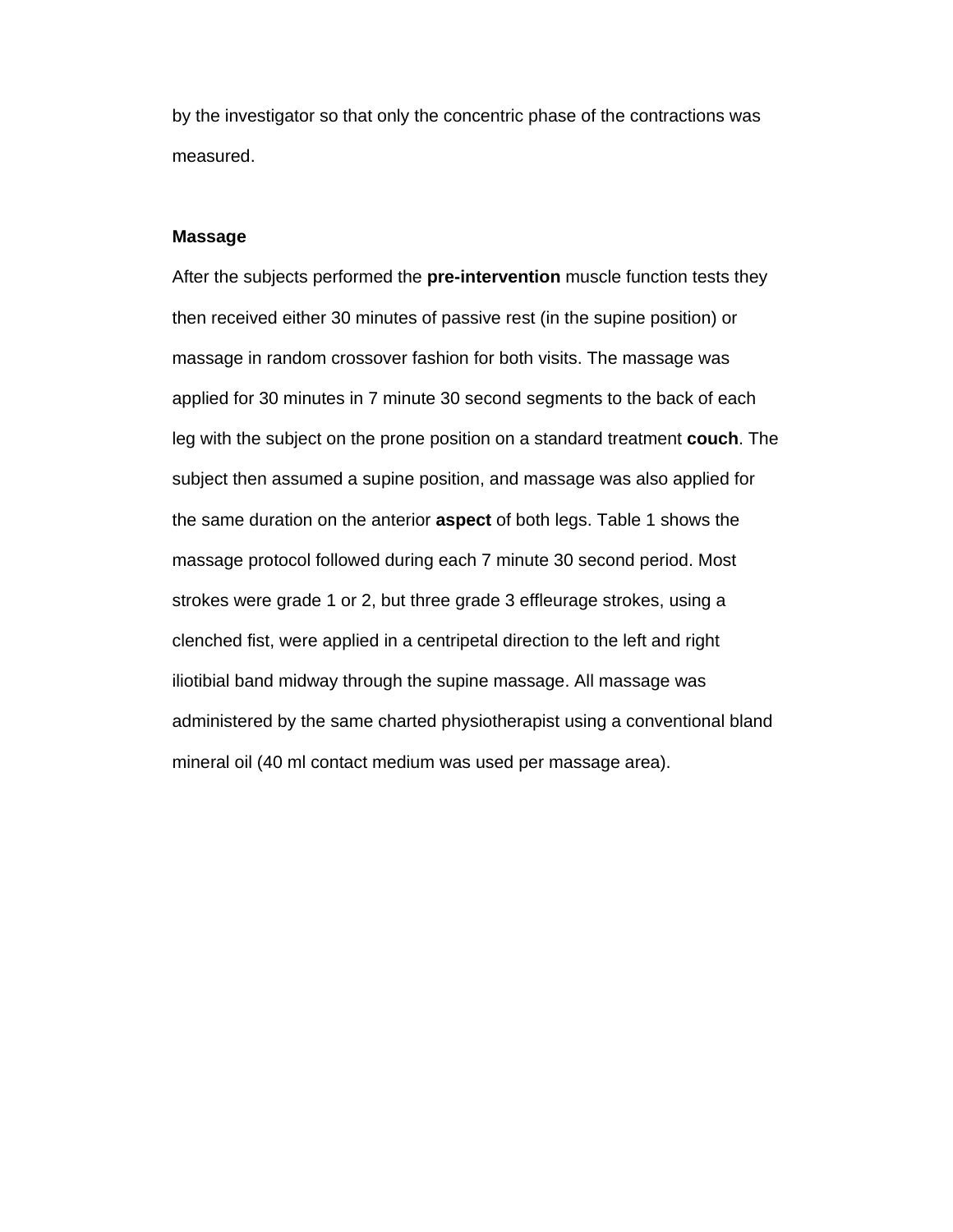by the investigator so that only the concentric phase of the contractions was measured.

### Massage

After the subjects performed the **pre-intervention** muscle function tests they then received either 30 minutes of passive rest (in the supine position) or massage in random crossover fashion for both visits. The massage was applied for 30 minutes in 7 minute 30 second segments to the back of each leg with the subject on the prone position on a standard treatment **couch**. The subject then assumed a supine position, and massage was also applied for the same duration on the anterior **aspect** of both legs. Table 1 shows the massage protocol followed during each 7 minute 30 second period. Most strokes were grade 1 or 2, but three grade 3 effleurage strokes, using a clenched fist, were applied in a centripetal direction to the left and right iliotibial band midway through the supine massage. All massage was administered by the same charted physiotherapist using a conventional bland mineral oil (40 ml contact medium was used per massage area).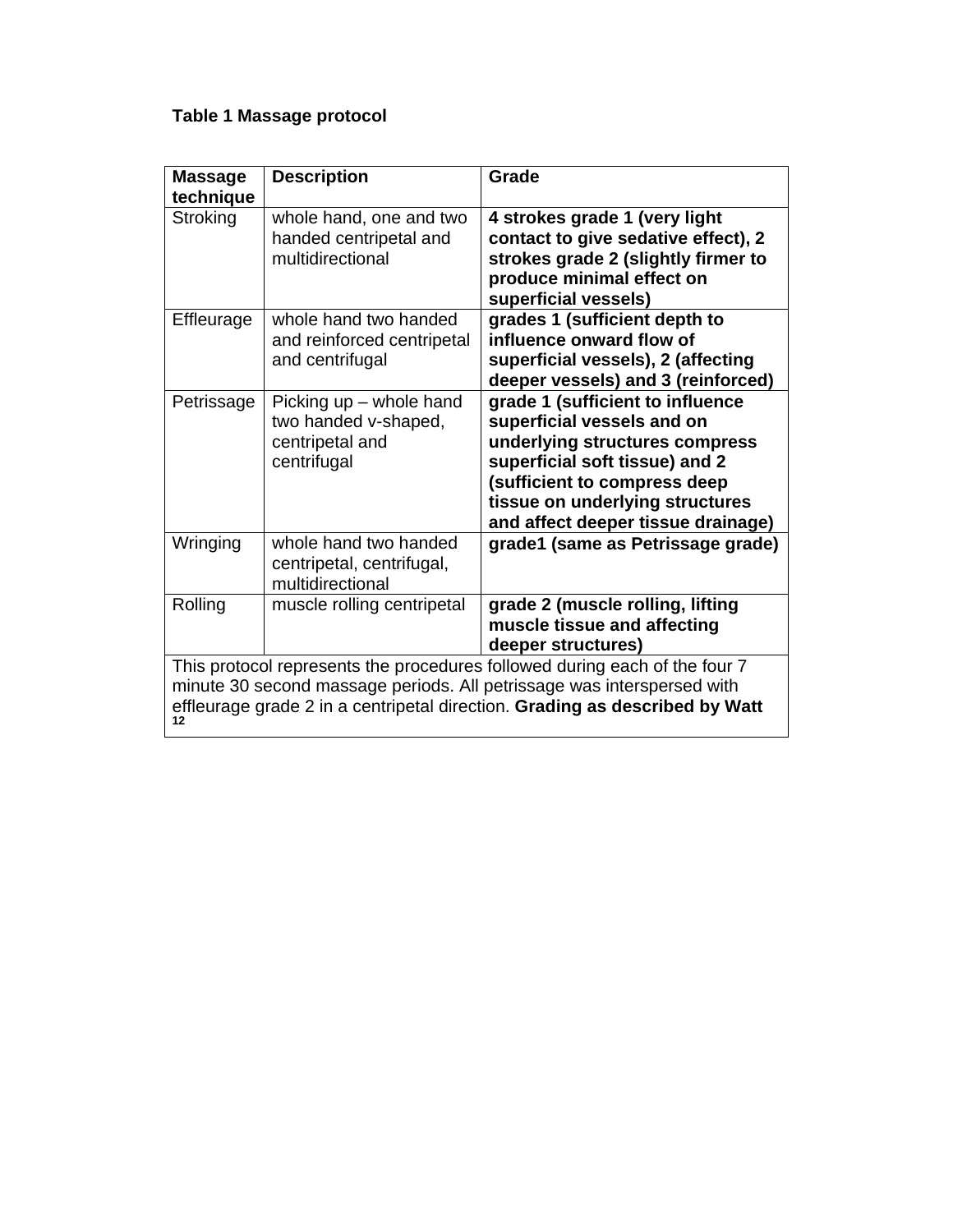**Table 1 Massage protocol**

| Massage technique | Description | Grade |
|---|---|---|
| Stroking | whole hand, one and two handed centripetal and multidirectional | **4 strokes grade 1 (very light contact to give sedative effect), 2 strokes grade 2 (slightly firmer to produce minimal effect on superficial vessels)** |
| Effleurage | whole hand two handed and reinforced centripetal and centrifugal | **grades 1 (sufficient depth to influence onward flow of superficial vessels), 2 (affecting deeper vessels) and 3 (reinforced)** |
| Petrissage | Picking up – whole hand two handed v-shaped, centripetal and centrifugal | **grade 1 (sufficient to influence superficial vessels and on underlying structures compress superficial soft tissue) and 2 (sufficient to compress deep tissue on underlying structures and affect deeper tissue drainage)** |
| Wringing | whole hand two handed centripetal, centrifugal, multidirectional | **grade1 (same as Petrissage grade)** |
| Rolling | muscle rolling centripetal | **grade 2 (muscle rolling, lifting muscle tissue and affecting deeper structures)** |

This protocol represents the procedures followed during each of the four 7 minute 30 second massage periods. All petrissage was interspersed with effleurage grade 2 in a centripetal direction. **Grading as described by Watt [12]**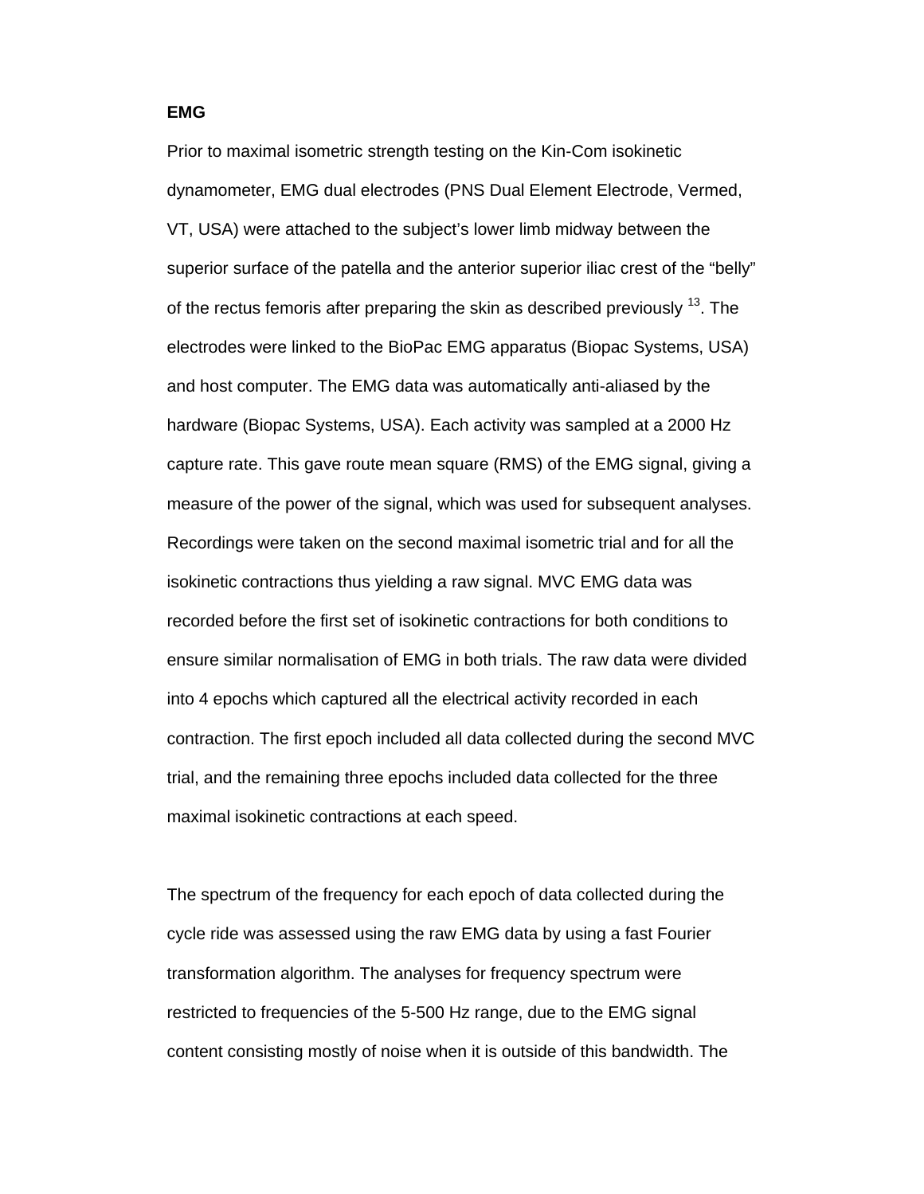**EMG**

Prior to maximal isometric strength testing on the Kin-Com isokinetic dynamometer, EMG dual electrodes (PNS Dual Element Electrode, Vermed, VT, USA) were attached to the subject's lower limb midway between the superior surface of the patella and the anterior superior iliac crest of the "belly" of the rectus femoris after preparing the skin as described previously [13]. The electrodes were linked to the BioPac EMG apparatus (Biopac Systems, USA) and host computer. The EMG data was automatically anti-aliased by the hardware (Biopac Systems, USA). Each activity was sampled at a 2000 Hz capture rate. This gave route mean square (RMS) of the EMG signal, giving a measure of the power of the signal, which was used for subsequent analyses. Recordings were taken on the second maximal isometric trial and for all the isokinetic contractions thus yielding a raw signal. MVC EMG data was recorded before the first set of isokinetic contractions for both conditions to ensure similar normalisation of EMG in both trials. The raw data were divided into 4 epochs which captured all the electrical activity recorded in each contraction. The first epoch included all data collected during the second MVC trial, and the remaining three epochs included data collected for the three maximal isokinetic contractions at each speed.

The spectrum of the frequency for each epoch of data collected during the cycle ride was assessed using the raw EMG data by using a fast Fourier transformation algorithm. The analyses for frequency spectrum were restricted to frequencies of the 5-500 Hz range, due to the EMG signal content consisting mostly of noise when it is outside of this bandwidth. The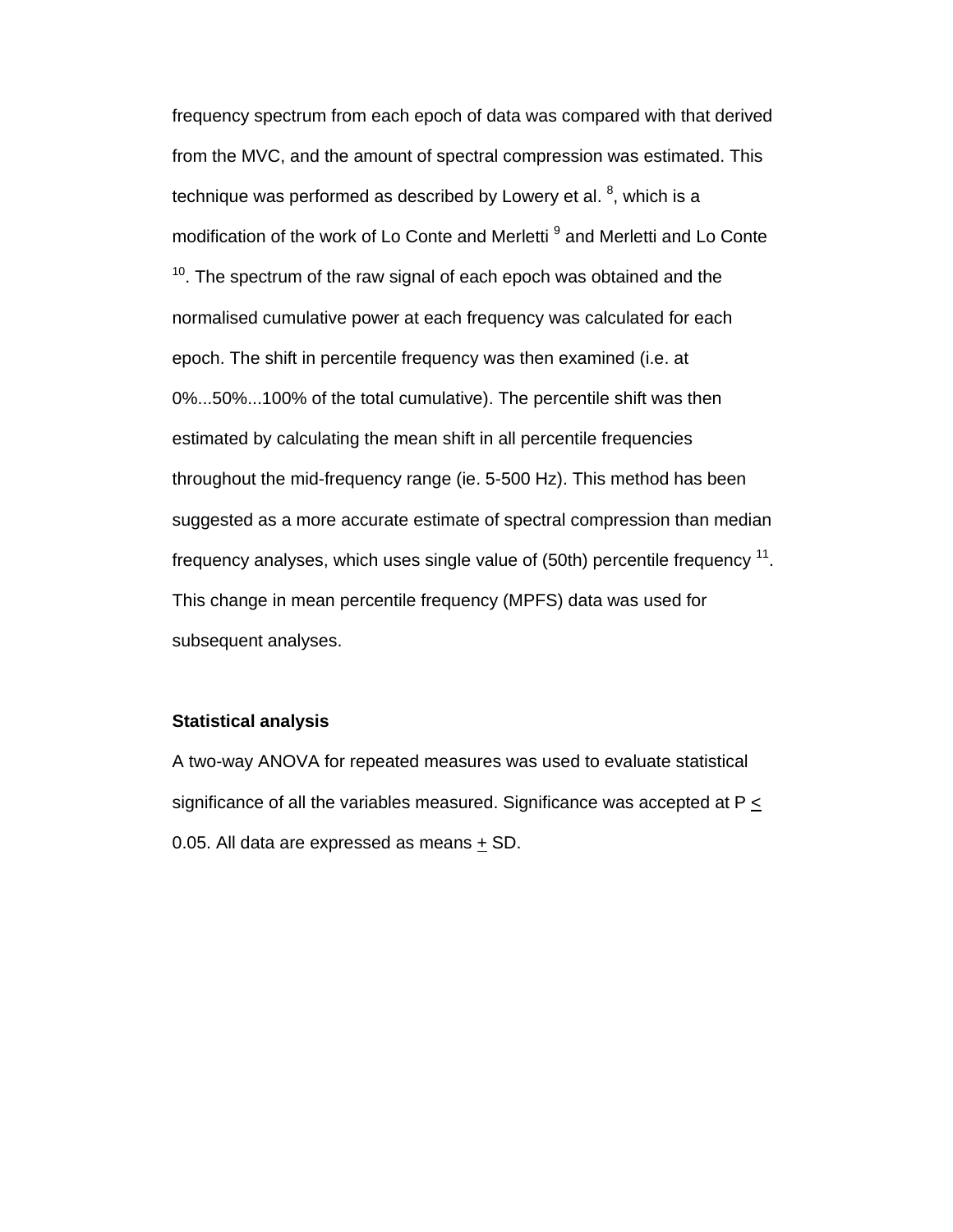frequency spectrum from each epoch of data was compared with that derived from the MVC, and the amount of spectral compression was estimated. This technique was performed as described by Lowery et al. [8], which is a modification of the work of Lo Conte and Merletti [9] and Merletti and Lo Conte [10]. The spectrum of the raw signal of each epoch was obtained and the normalised cumulative power at each frequency was calculated for each epoch. The shift in percentile frequency was then examined (i.e. at 0%...50%...100% of the total cumulative). The percentile shift was then estimated by calculating the mean shift in all percentile frequencies throughout the mid-frequency range (ie. 5-500 Hz). This method has been suggested as a more accurate estimate of spectral compression than median frequency analyses, which uses single value of (50th) percentile frequency [11]. This change in mean percentile frequency (MPFS) data was used for subsequent analyses.

**Statistical analysis**

A two-way ANOVA for repeated measures was used to evaluate statistical significance of all the variables measured. Significance was accepted at $P \leq 0.05$. All data are expressed as means $\pm$ SD.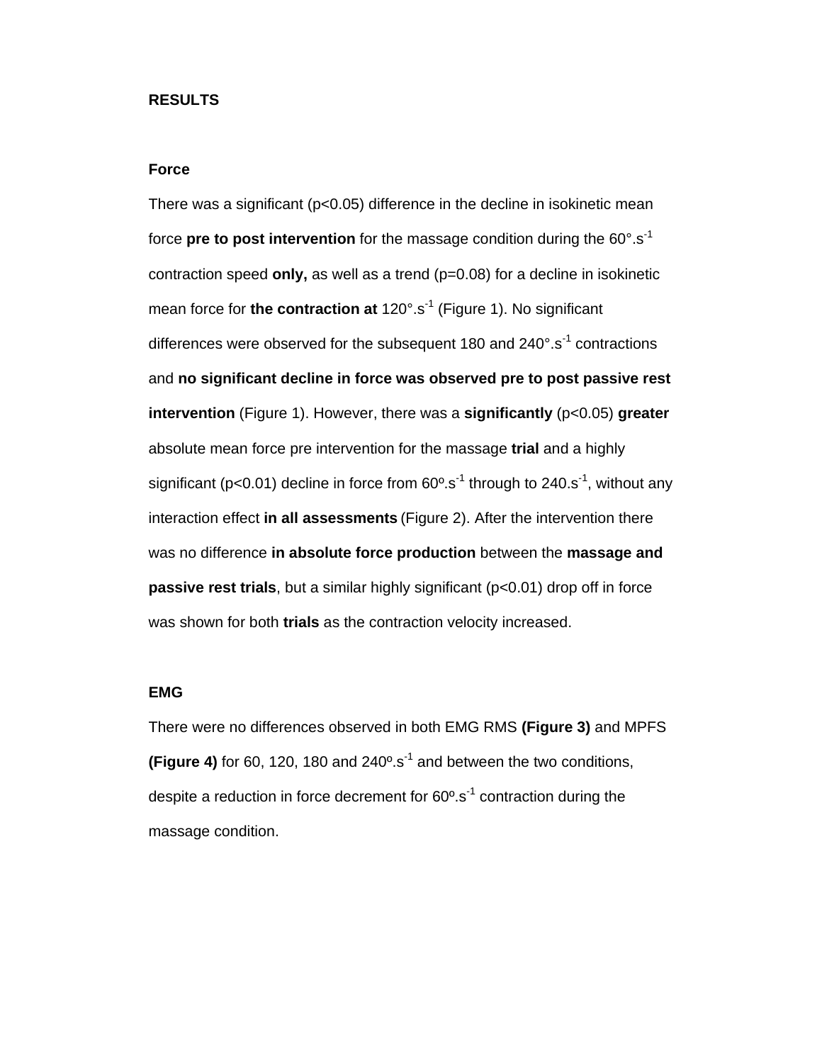## RESULTS

### Force

There was a significant ($p<0.05$) difference in the decline in isokinetic mean force **pre to post intervention** for the massage condition during the $60°.s^{-1}$ contraction speed **only,** as well as a trend ($p=0.08$) for a decline in isokinetic mean force for **the contraction at** $120°.s^{-1}$ (Figure 1). No significant differences were observed for the subsequent 180 and $240°.s^{-1}$ contractions and **no significant decline in force was observed pre to post passive rest intervention** (Figure 1). However, there was a **significantly** ($p<0.05$) **greater** absolute mean force pre intervention for the massage **trial** and a highly significant ($p<0.01$) decline in force from $60º.s^{-1}$ through to $240.s^{-1}$, without any interaction effect **in all assessments** (Figure 2). After the intervention there was no difference **in absolute force production** between the **massage and passive rest trials**, but a similar highly significant ($p<0.01$) drop off in force was shown for both **trials** as the contraction velocity increased.

### EMG

There were no differences observed in both EMG RMS **(Figure 3)** and MPFS **(Figure 4)** for 60, 120, 180 and $240º.s^{-1}$ and between the two conditions, despite a reduction in force decrement for $60º.s^{-1}$ contraction during the massage condition.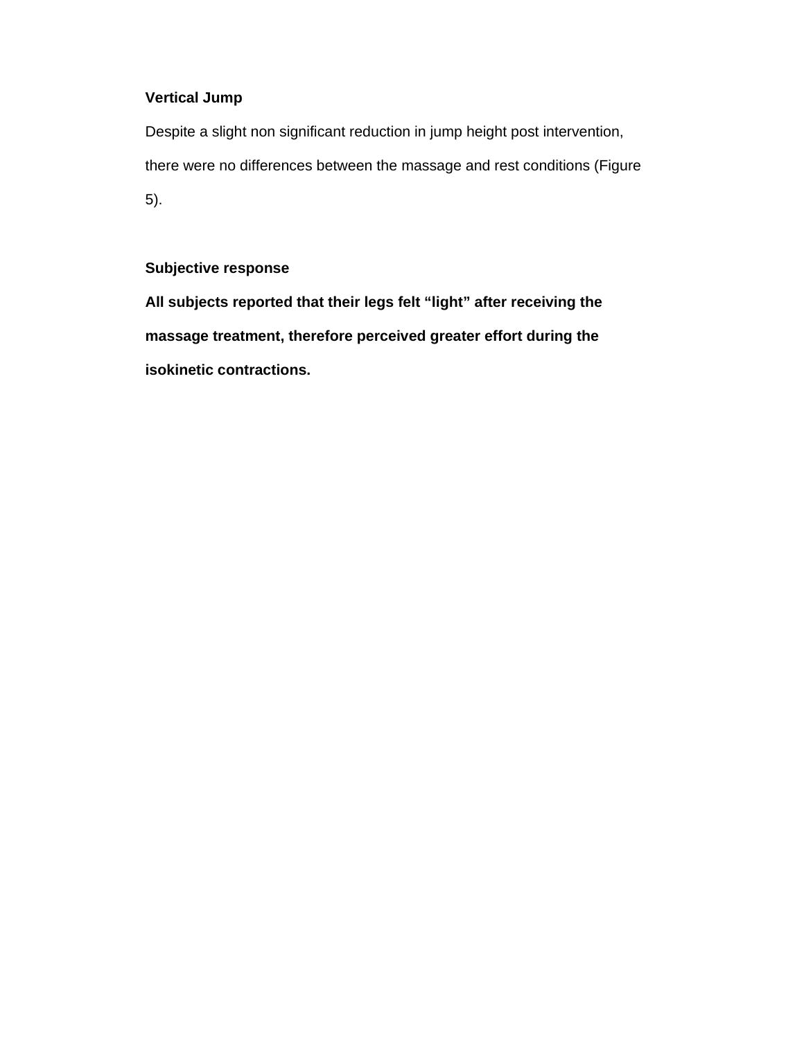**Vertical Jump**

Despite a slight non significant reduction in jump height post intervention, there were no differences between the massage and rest conditions (Figure 5).

**Subjective response**

**All subjects reported that their legs felt "light" after receiving the massage treatment, therefore perceived greater effort during the isokinetic contractions.**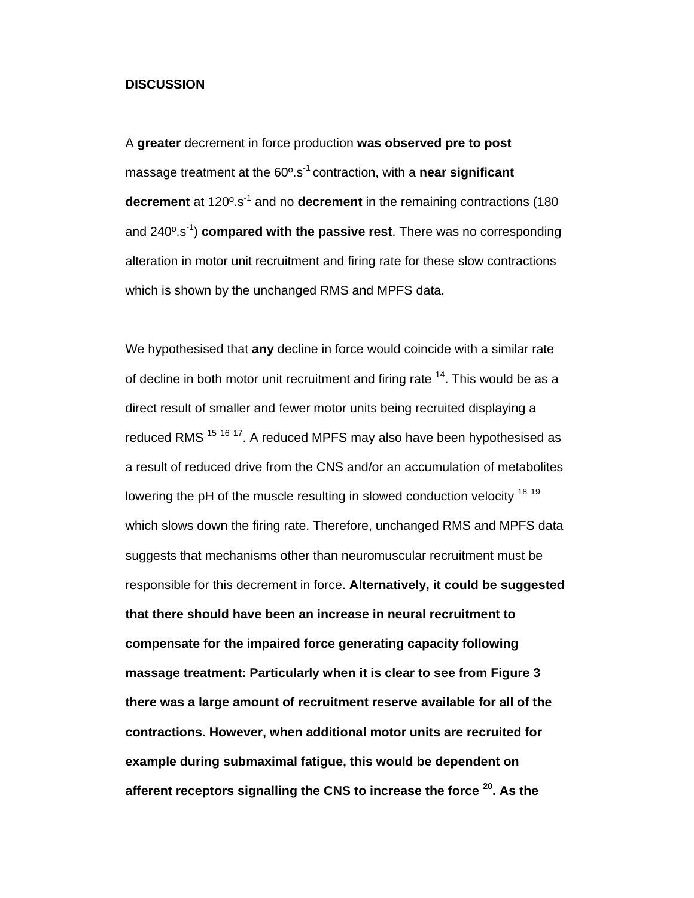**DISCUSSION**

A **greater** decrement in force production **was observed pre to post** massage treatment at the 60º.s$^{-1}$ contraction, with a **near significant decrement** at 120º.s$^{-1}$ and no **decrement** in the remaining contractions (180 and 240º.s$^{-1}$) **compared with the passive rest**. There was no corresponding alteration in motor unit recruitment and firing rate for these slow contractions which is shown by the unchanged RMS and MPFS data.

We hypothesised that **any** decline in force would coincide with a similar rate of decline in both motor unit recruitment and firing rate [14]. This would be as a direct result of smaller and fewer motor units being recruited displaying a reduced RMS [15 16 17]. A reduced MPFS may also have been hypothesised as a result of reduced drive from the CNS and/or an accumulation of metabolites lowering the pH of the muscle resulting in slowed conduction velocity [18 19] which slows down the firing rate. Therefore, unchanged RMS and MPFS data suggests that mechanisms other than neuromuscular recruitment must be responsible for this decrement in force. **Alternatively, it could be suggested that there should have been an increase in neural recruitment to compensate for the impaired force generating capacity following massage treatment: Particularly when it is clear to see from Figure 3 there was a large amount of recruitment reserve available for all of the contractions. However, when additional motor units are recruited for example during submaximal fatigue, this would be dependent on afferent receptors signalling the CNS to increase the force [20]. As the**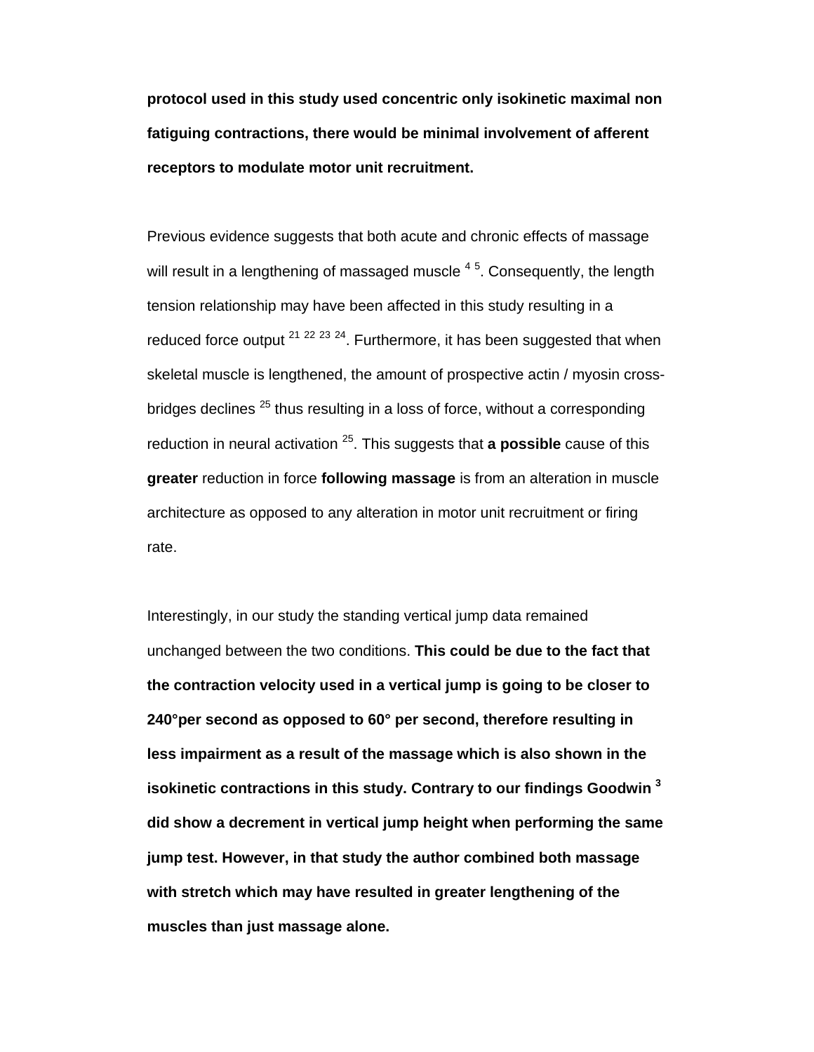**protocol used in this study used concentric only isokinetic maximal non fatiguing contractions, there would be minimal involvement of afferent receptors to modulate motor unit recruitment.**

Previous evidence suggests that both acute and chronic effects of massage will result in a lengthening of massaged muscle [4 5]. Consequently, the length tension relationship may have been affected in this study resulting in a reduced force output [21 22 23 24]. Furthermore, it has been suggested that when skeletal muscle is lengthened, the amount of prospective actin / myosin cross-bridges declines [25] thus resulting in a loss of force, without a corresponding reduction in neural activation [25]. This suggests that **a possible** cause of this **greater** reduction in force **following massage** is from an alteration in muscle architecture as opposed to any alteration in motor unit recruitment or firing rate.

Interestingly, in our study the standing vertical jump data remained unchanged between the two conditions. **This could be due to the fact that the contraction velocity used in a vertical jump is going to be closer to 240°per second as opposed to 60° per second, therefore resulting in less impairment as a result of the massage which is also shown in the isokinetic contractions in this study. Contrary to our findings Goodwin [3] did show a decrement in vertical jump height when performing the same jump test. However, in that study the author combined both massage with stretch which may have resulted in greater lengthening of the muscles than just massage alone.**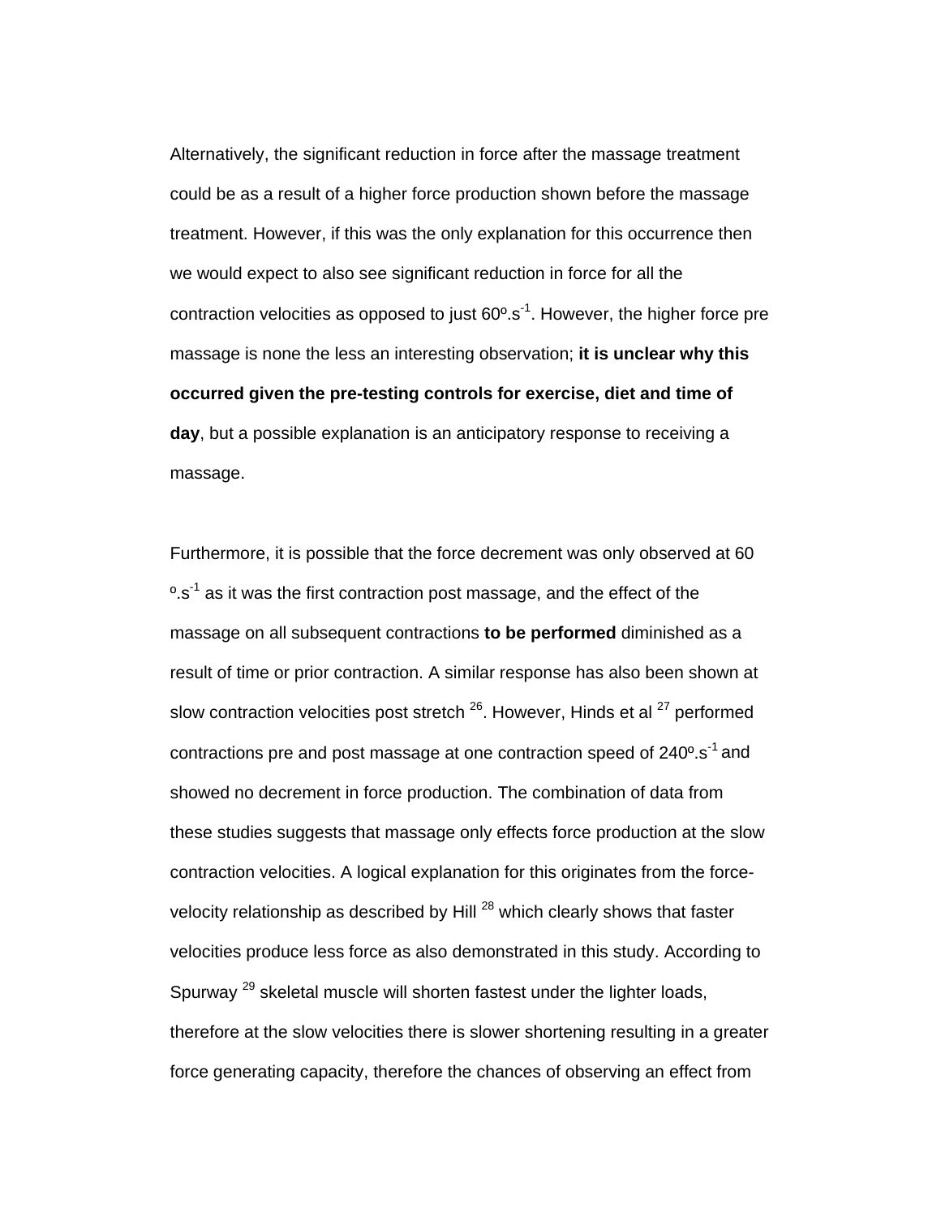Alternatively, the significant reduction in force after the massage treatment could be as a result of a higher force production shown before the massage treatment. However, if this was the only explanation for this occurrence then we would expect to also see significant reduction in force for all the contraction velocities as opposed to just 60º.s$^{-1}$. However, the higher force pre massage is none the less an interesting observation; **it is unclear why this occurred given the pre-testing controls for exercise, diet and time of day**, but a possible explanation is an anticipatory response to receiving a massage.

Furthermore, it is possible that the force decrement was only observed at 60 º.s$^{-1}$ as it was the first contraction post massage, and the effect of the massage on all subsequent contractions **to be performed** diminished as a result of time or prior contraction. A similar response has also been shown at slow contraction velocities post stretch [26]. However, Hinds et al [27] performed contractions pre and post massage at one contraction speed of 240º.s$^{-1}$ and showed no decrement in force production. The combination of data from these studies suggests that massage only effects force production at the slow contraction velocities. A logical explanation for this originates from the force-velocity relationship as described by Hill [28] which clearly shows that faster velocities produce less force as also demonstrated in this study. According to Spurway [29] skeletal muscle will shorten fastest under the lighter loads, therefore at the slow velocities there is slower shortening resulting in a greater force generating capacity, therefore the chances of observing an effect from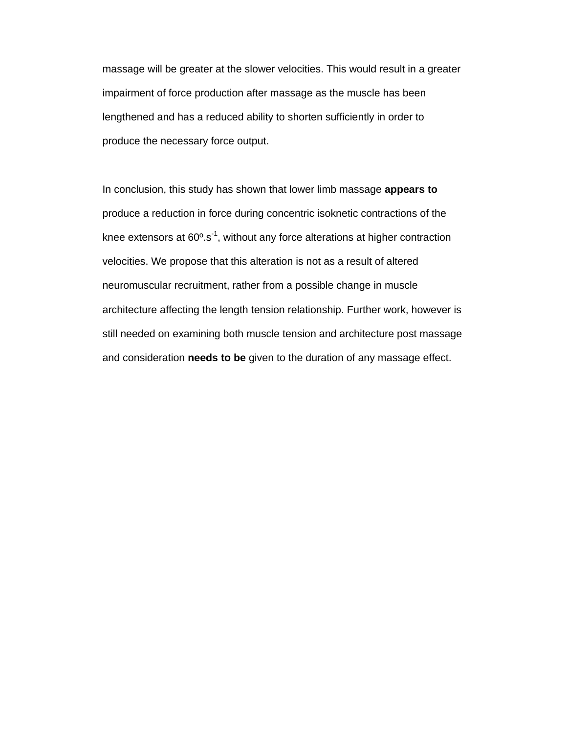massage will be greater at the slower velocities. This would result in a greater impairment of force production after massage as the muscle has been lengthened and has a reduced ability to shorten sufficiently in order to produce the necessary force output.

In conclusion, this study has shown that lower limb massage **appears to** produce a reduction in force during concentric isoknetic contractions of the knee extensors at 60º.s$^{-1}$, without any force alterations at higher contraction velocities. We propose that this alteration is not as a result of altered neuromuscular recruitment, rather from a possible change in muscle architecture affecting the length tension relationship. Further work, however is still needed on examining both muscle tension and architecture post massage and consideration **needs to be** given to the duration of any massage effect.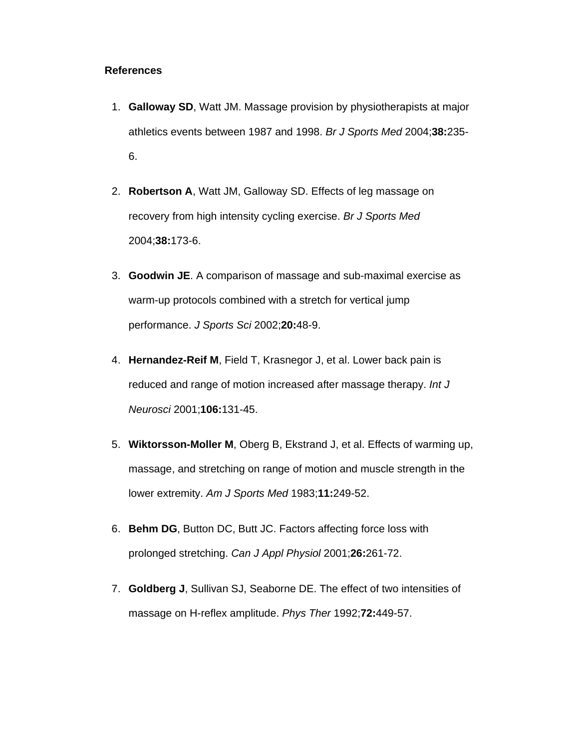**References**

1. **Galloway SD**, Watt JM. Massage provision by physiotherapists at major athletics events between 1987 and 1998. *Br J Sports Med* 2004;**38:**235-6.

2. **Robertson A**, Watt JM, Galloway SD. Effects of leg massage on recovery from high intensity cycling exercise. *Br J Sports Med* 2004;**38:**173-6.

3. **Goodwin JE**. A comparison of massage and sub-maximal exercise as warm-up protocols combined with a stretch for vertical jump performance. *J Sports Sci* 2002;**20:**48-9.

4. **Hernandez-Reif M**, Field T, Krasnegor J, et al. Lower back pain is reduced and range of motion increased after massage therapy. *Int J Neurosci* 2001;**106:**131-45.

5. **Wiktorsson-Moller M**, Oberg B, Ekstrand J, et al. Effects of warming up, massage, and stretching on range of motion and muscle strength in the lower extremity. *Am J Sports Med* 1983;**11:**249-52.

6. **Behm DG**, Button DC, Butt JC. Factors affecting force loss with prolonged stretching. *Can J Appl Physiol* 2001;**26:**261-72.

7. **Goldberg J**, Sullivan SJ, Seaborne DE. The effect of two intensities of massage on H-reflex amplitude. *Phys Ther* 1992;**72:**449-57.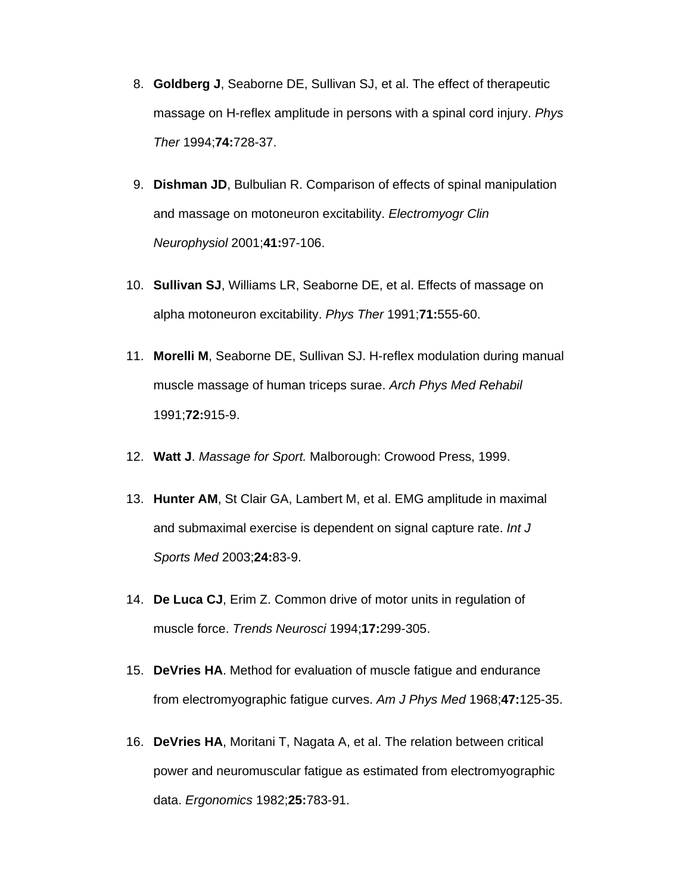8. **Goldberg J**, Seaborne DE, Sullivan SJ, et al. The effect of therapeutic massage on H-reflex amplitude in persons with a spinal cord injury. *Phys Ther* 1994;**74:**728-37.

9. **Dishman JD**, Bulbulian R. Comparison of effects of spinal manipulation and massage on motoneuron excitability. *Electromyogr Clin Neurophysiol* 2001;**41:**97-106.

10. **Sullivan SJ**, Williams LR, Seaborne DE, et al. Effects of massage on alpha motoneuron excitability. *Phys Ther* 1991;**71:**555-60.

11. **Morelli M**, Seaborne DE, Sullivan SJ. H-reflex modulation during manual muscle massage of human triceps surae. *Arch Phys Med Rehabil* 1991;**72:**915-9.

12. **Watt J**. *Massage for Sport.* Malborough: Crowood Press, 1999.

13. **Hunter AM**, St Clair GA, Lambert M, et al. EMG amplitude in maximal and submaximal exercise is dependent on signal capture rate. *Int J Sports Med* 2003;**24:**83-9.

14. **De Luca CJ**, Erim Z. Common drive of motor units in regulation of muscle force. *Trends Neurosci* 1994;**17:**299-305.

15. **DeVries HA**. Method for evaluation of muscle fatigue and endurance from electromyographic fatigue curves. *Am J Phys Med* 1968;**47:**125-35.

16. **DeVries HA**, Moritani T, Nagata A, et al. The relation between critical power and neuromuscular fatigue as estimated from electromyographic data. *Ergonomics* 1982;**25:**783-91.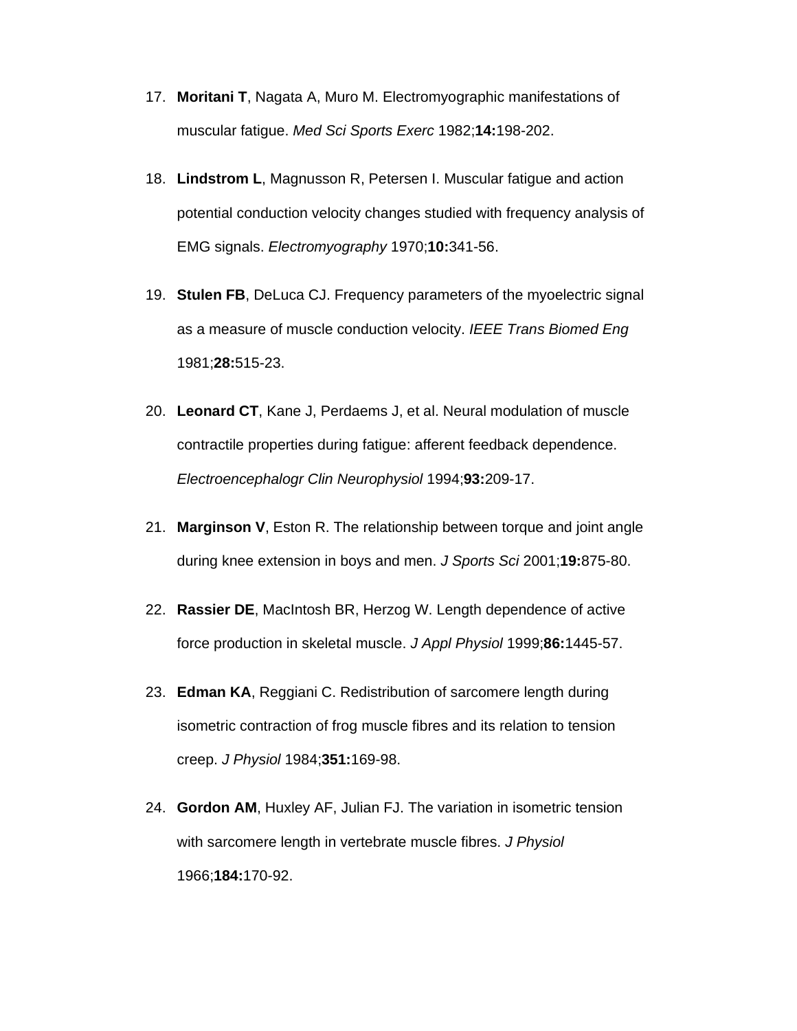17. **Moritani T**, Nagata A, Muro M. Electromyographic manifestations of muscular fatigue. *Med Sci Sports Exerc* 1982;**14:**198-202.

18. **Lindstrom L**, Magnusson R, Petersen I. Muscular fatigue and action potential conduction velocity changes studied with frequency analysis of EMG signals. *Electromyography* 1970;**10:**341-56.

19. **Stulen FB**, DeLuca CJ. Frequency parameters of the myoelectric signal as a measure of muscle conduction velocity. *IEEE Trans Biomed Eng* 1981;**28:**515-23.

20. **Leonard CT**, Kane J, Perdaems J, et al. Neural modulation of muscle contractile properties during fatigue: afferent feedback dependence. *Electroencephalogr Clin Neurophysiol* 1994;**93:**209-17.

21. **Marginson V**, Eston R. The relationship between torque and joint angle during knee extension in boys and men. *J Sports Sci* 2001;**19:**875-80.

22. **Rassier DE**, MacIntosh BR, Herzog W. Length dependence of active force production in skeletal muscle. *J Appl Physiol* 1999;**86:**1445-57.

23. **Edman KA**, Reggiani C. Redistribution of sarcomere length during isometric contraction of frog muscle fibres and its relation to tension creep. *J Physiol* 1984;**351:**169-98.

24. **Gordon AM**, Huxley AF, Julian FJ. The variation in isometric tension with sarcomere length in vertebrate muscle fibres. *J Physiol* 1966;**184:**170-92.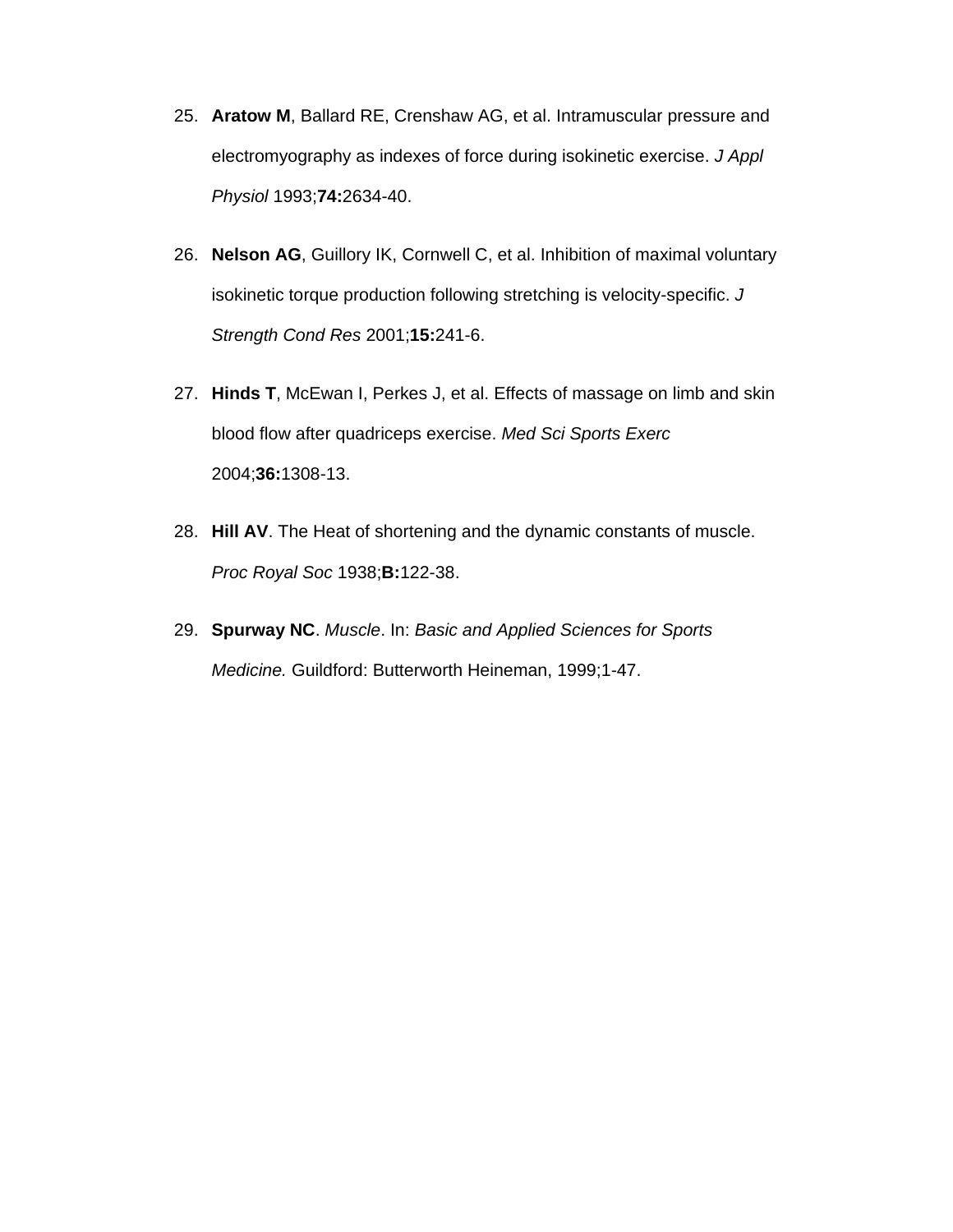25. **Aratow M**, Ballard RE, Crenshaw AG, et al. Intramuscular pressure and electromyography as indexes of force during isokinetic exercise. *J Appl Physiol* 1993;**74:**2634-40.

26. **Nelson AG**, Guillory IK, Cornwell C, et al. Inhibition of maximal voluntary isokinetic torque production following stretching is velocity-specific. *J Strength Cond Res* 2001;**15:**241-6.

27. **Hinds T**, McEwan I, Perkes J, et al. Effects of massage on limb and skin blood flow after quadriceps exercise. *Med Sci Sports Exerc* 2004;**36:**1308-13.

28. **Hill AV**. The Heat of shortening and the dynamic constants of muscle. *Proc Royal Soc* 1938;**B:**122-38.

29. **Spurway NC**. *Muscle*. In: *Basic and Applied Sciences for Sports Medicine.* Guildford: Butterworth Heineman, 1999;1-47.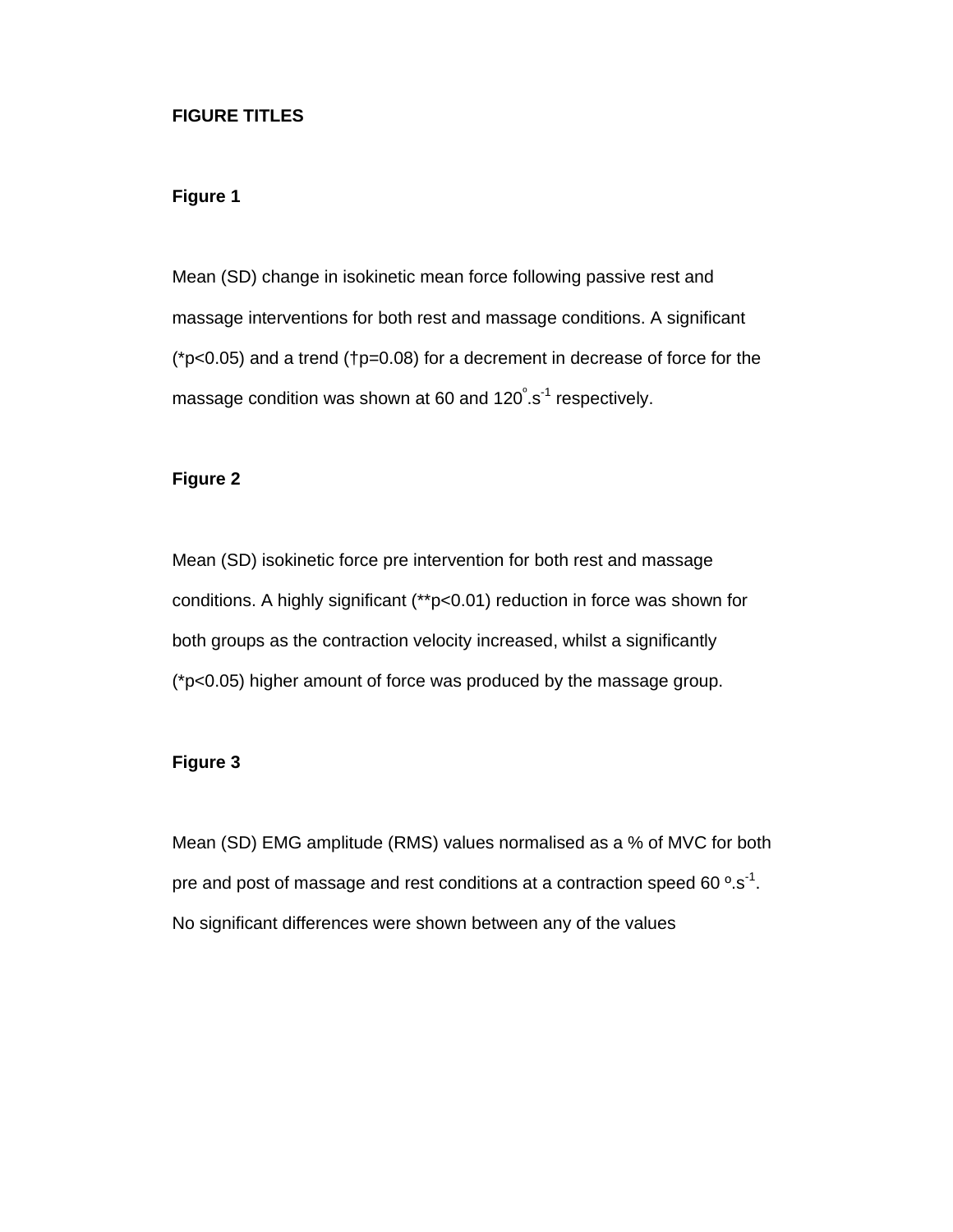**FIGURE TITLES**

**Figure 1**

Mean (SD) change in isokinetic mean force following passive rest and massage interventions for both rest and massage conditions. A significant (\*p<0.05) and a trend (†p=0.08) for a decrement in decrease of force for the massage condition was shown at 60 and $120^{\circ}.s^{-1}$ respectively.

**Figure 2**

Mean (SD) isokinetic force pre intervention for both rest and massage conditions. A highly significant (\*\*p<0.01) reduction in force was shown for both groups as the contraction velocity increased, whilst a significantly (\*p<0.05) higher amount of force was produced by the massage group.

**Figure 3**

Mean (SD) EMG amplitude (RMS) values normalised as a % of MVC for both pre and post of massage and rest conditions at a contraction speed $60\ ^{\circ}.s^{-1}$. No significant differences were shown between any of the values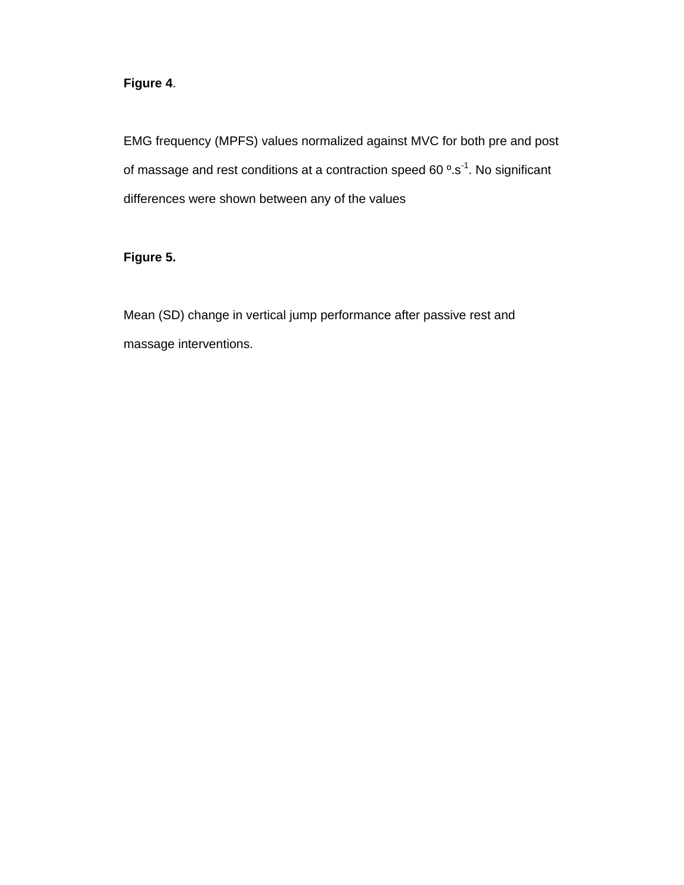**Figure 4**.

EMG frequency (MPFS) values normalized against MVC for both pre and post of massage and rest conditions at a contraction speed 60 $^{\circ}.s^{-1}$. No significant differences were shown between any of the values

**Figure 5.**

Mean (SD) change in vertical jump performance after passive rest and massage interventions.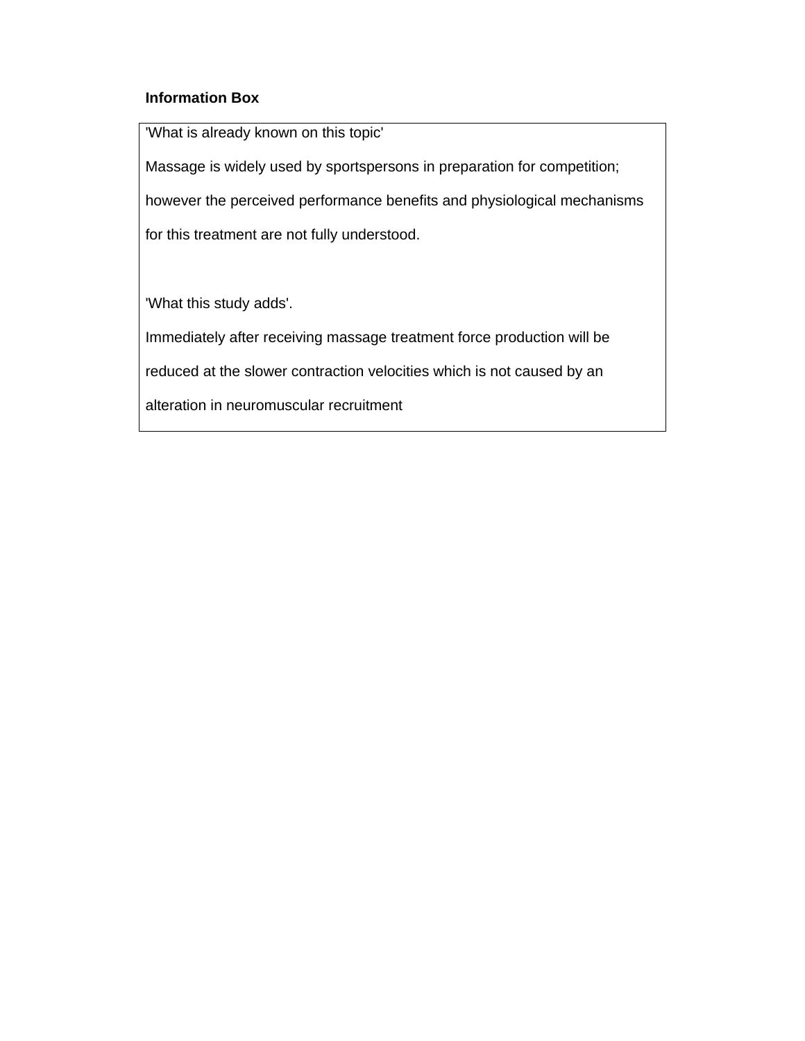**Information Box**

'What is already known on this topic'

Massage is widely used by sportspersons in preparation for competition; however the perceived performance benefits and physiological mechanisms for this treatment are not fully understood.

'What this study adds'.

Immediately after receiving massage treatment force production will be reduced at the slower contraction velocities which is not caused by an alteration in neuromuscular recruitment